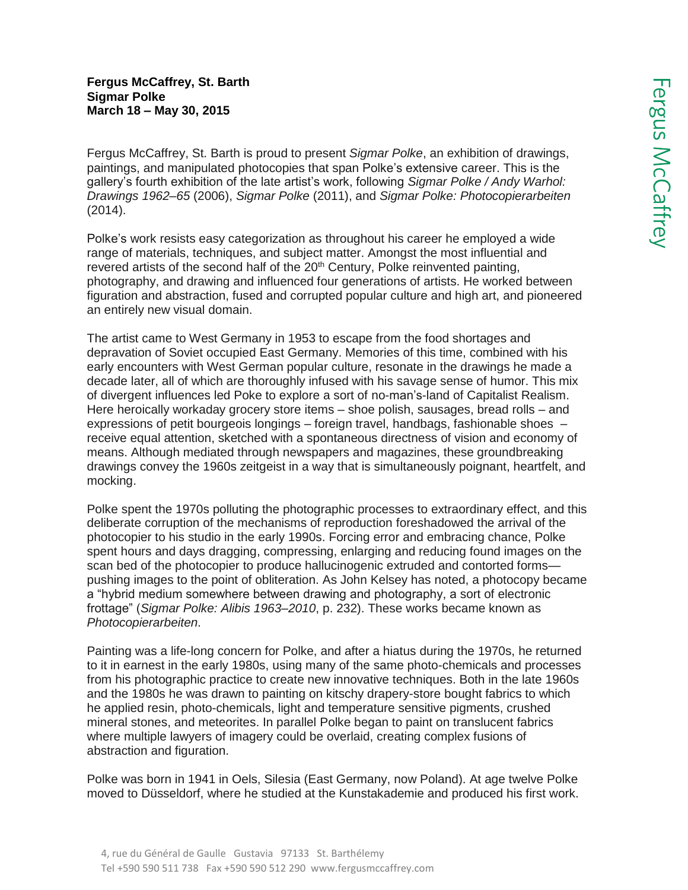**Fergus McCaffrey, St. Barth**
**Sigmar Polke**
**March 18 – May 30, 2015**

Fergus McCaffrey, St. Barth is proud to present *Sigmar Polke*, an exhibition of drawings, paintings, and manipulated photocopies that span Polke's extensive career. This is the gallery's fourth exhibition of the late artist's work, following *Sigmar Polke / Andy Warhol: Drawings 1962–65* (2006), *Sigmar Polke* (2011), and *Sigmar Polke: Photocopierarbeiten* (2014).

Polke's work resists easy categorization as throughout his career he employed a wide range of materials, techniques, and subject matter. Amongst the most influential and revered artists of the second half of the 20th Century, Polke reinvented painting, photography, and drawing and influenced four generations of artists. He worked between figuration and abstraction, fused and corrupted popular culture and high art, and pioneered an entirely new visual domain.

The artist came to West Germany in 1953 to escape from the food shortages and depravation of Soviet occupied East Germany. Memories of this time, combined with his early encounters with West German popular culture, resonate in the drawings he made a decade later, all of which are thoroughly infused with his savage sense of humor. This mix of divergent influences led Poke to explore a sort of no-man's-land of Capitalist Realism. Here heroically workaday grocery store items – shoe polish, sausages, bread rolls – and expressions of petit bourgeois longings – foreign travel, handbags, fashionable shoes – receive equal attention, sketched with a spontaneous directness of vision and economy of means. Although mediated through newspapers and magazines, these groundbreaking drawings convey the 1960s zeitgeist in a way that is simultaneously poignant, heartfelt, and mocking.

Polke spent the 1970s polluting the photographic processes to extraordinary effect, and this deliberate corruption of the mechanisms of reproduction foreshadowed the arrival of the photocopier to his studio in the early 1990s. Forcing error and embracing chance, Polke spent hours and days dragging, compressing, enlarging and reducing found images on the scan bed of the photocopier to produce hallucinogenic extruded and contorted forms—pushing images to the point of obliteration. As John Kelsey has noted, a photocopy became a "hybrid medium somewhere between drawing and photography, a sort of electronic frottage" (*Sigmar Polke: Alibis 1963–2010*, p. 232). These works became known as *Photocopierarbeiten*.

Painting was a life-long concern for Polke, and after a hiatus during the 1970s, he returned to it in earnest in the early 1980s, using many of the same photo-chemicals and processes from his photographic practice to create new innovative techniques. Both in the late 1960s and the 1980s he was drawn to painting on kitschy drapery-store bought fabrics to which he applied resin, photo-chemicals, light and temperature sensitive pigments, crushed mineral stones, and meteorites. In parallel Polke began to paint on translucent fabrics where multiple lawyers of imagery could be overlaid, creating complex fusions of abstraction and figuration.

Polke was born in 1941 in Oels, Silesia (East Germany, now Poland). At age twelve Polke moved to Düsseldorf, where he studied at the Kunstakademie and produced his first work.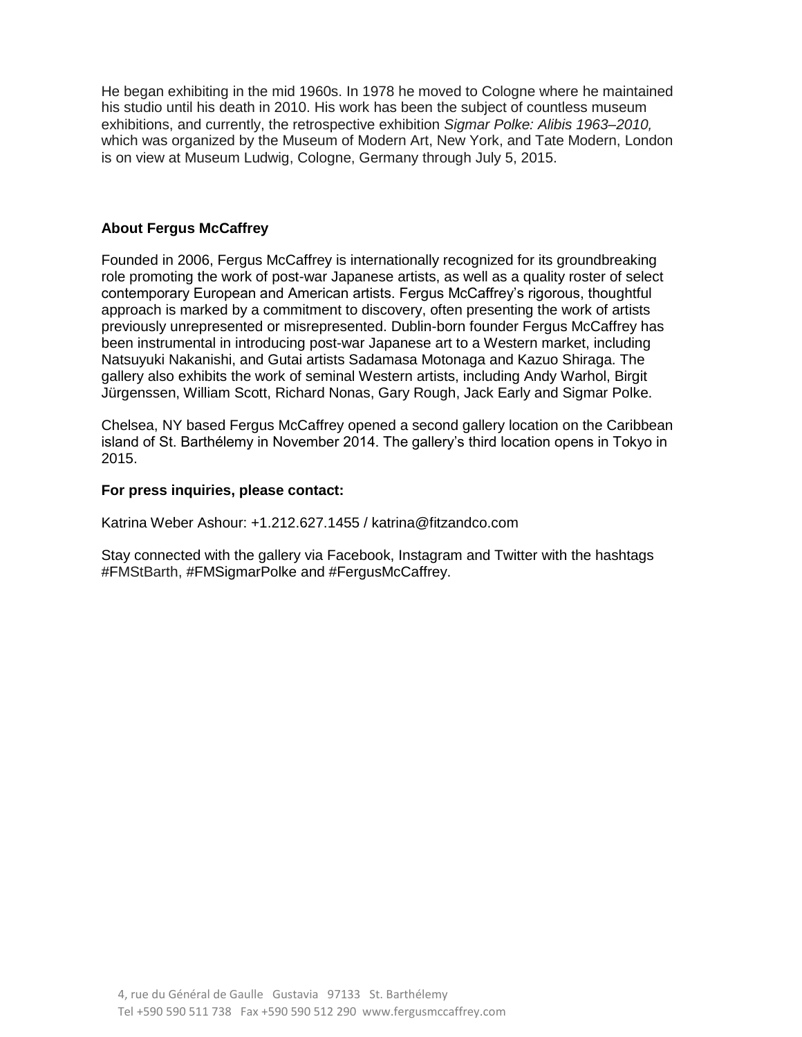He began exhibiting in the mid 1960s. In 1978 he moved to Cologne where he maintained his studio until his death in 2010. His work has been the subject of countless museum exhibitions, and currently, the retrospective exhibition *Sigmar Polke: Alibis 1963–2010,* which was organized by the Museum of Modern Art, New York, and Tate Modern, London is on view at Museum Ludwig, Cologne, Germany through July 5, 2015.

**About Fergus McCaffrey**

Founded in 2006, Fergus McCaffrey is internationally recognized for its groundbreaking role promoting the work of post-war Japanese artists, as well as a quality roster of select contemporary European and American artists. Fergus McCaffrey's rigorous, thoughtful approach is marked by a commitment to discovery, often presenting the work of artists previously unrepresented or misrepresented. Dublin-born founder Fergus McCaffrey has been instrumental in introducing post-war Japanese art to a Western market, including Natsuyuki Nakanishi, and Gutai artists Sadamasa Motonaga and Kazuo Shiraga. The gallery also exhibits the work of seminal Western artists, including Andy Warhol, Birgit Jürgenssen, William Scott, Richard Nonas, Gary Rough, Jack Early and Sigmar Polke.

Chelsea, NY based Fergus McCaffrey opened a second gallery location on the Caribbean island of St. Barthélemy in November 2014. The gallery's third location opens in Tokyo in 2015.

**For press inquiries, please contact:**

Katrina Weber Ashour: +1.212.627.1455 / katrina@fitzandco.com

Stay connected with the gallery via Facebook, Instagram and Twitter with the hashtags #FMStBarth, #FMSigmarPolke and #FergusMcCaffrey.

4, rue du Général de Gaulle Gustavia 97133 St. Barthélemy
Tel +590 590 511 738 Fax +590 590 512 290 www.fergusmccaffrey.com